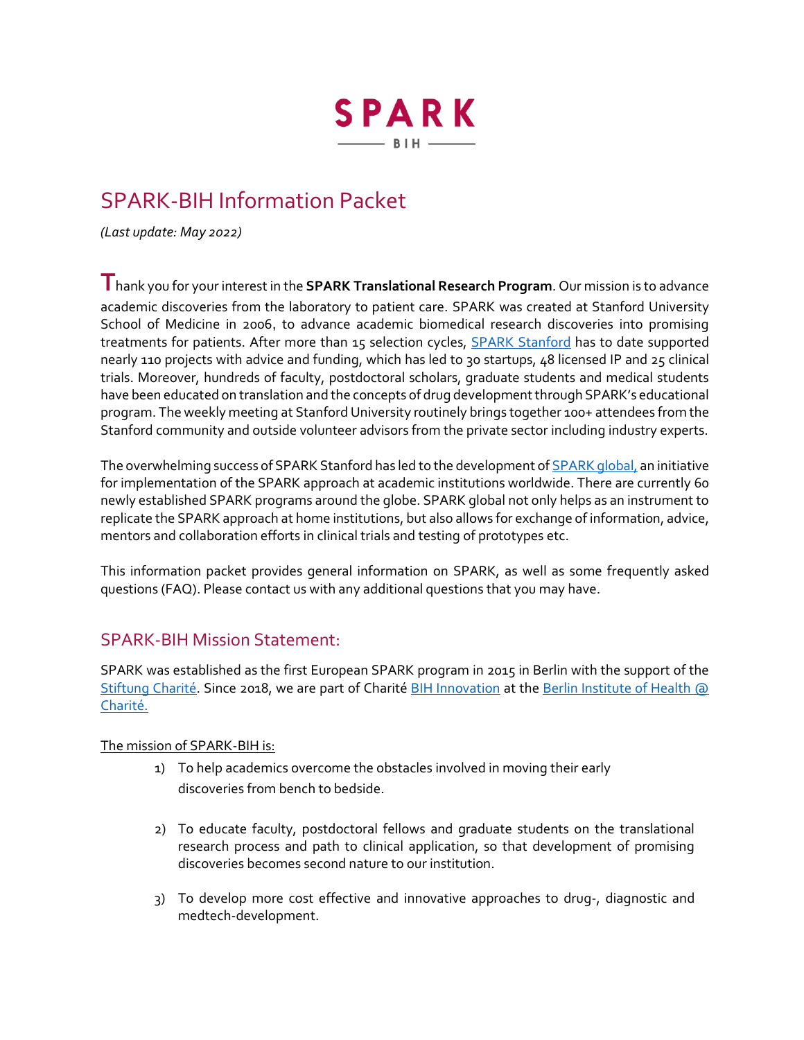# SPARK-BIH Information Packet

*(Last update: May 2022)*

Thank you for your interest in the **SPARK Translational Research Program**. Our mission is to advance academic discoveries from the laboratory to patient care. SPARK was created at Stanford University School of Medicine in 2006, to advance academic biomedical research discoveries into promising treatments for patients. After more than 15 selection cycles, SPARK Stanford has to date supported nearly 110 projects with advice and funding, which has led to 30 startups, 48 licensed IP and 25 clinical trials. Moreover, hundreds of faculty, postdoctoral scholars, graduate students and medical students have been educated on translation and the concepts of drug development through SPARK's educational program. The weekly meeting at Stanford University routinely brings together 100+ attendees from the Stanford community and outside volunteer advisors from the private sector including industry experts.

The overwhelming success of SPARK Stanford has led to the development of SPARK global, an initiative for implementation of the SPARK approach at academic institutions worldwide. There are currently 60 newly established SPARK programs around the globe. SPARK global not only helps as an instrument to replicate the SPARK approach at home institutions, but also allows for exchange of information, advice, mentors and collaboration efforts in clinical trials and testing of prototypes etc.

This information packet provides general information on SPARK, as well as some frequently asked questions (FAQ). Please contact us with any additional questions that you may have.

## SPARK-BIH Mission Statement:

SPARK was established as the first European SPARK program in 2015 in Berlin with the support of the Stiftung Charité. Since 2018, we are part of Charité BIH Innovation at the Berlin Institute of Health @ Charité.

The mission of SPARK-BIH is:

1) To help academics overcome the obstacles involved in moving their early discoveries from bench to bedside.

2) To educate faculty, postdoctoral fellows and graduate students on the translational research process and path to clinical application, so that development of promising discoveries becomes second nature to our institution.

3) To develop more cost effective and innovative approaches to drug-, diagnostic and medtech-development.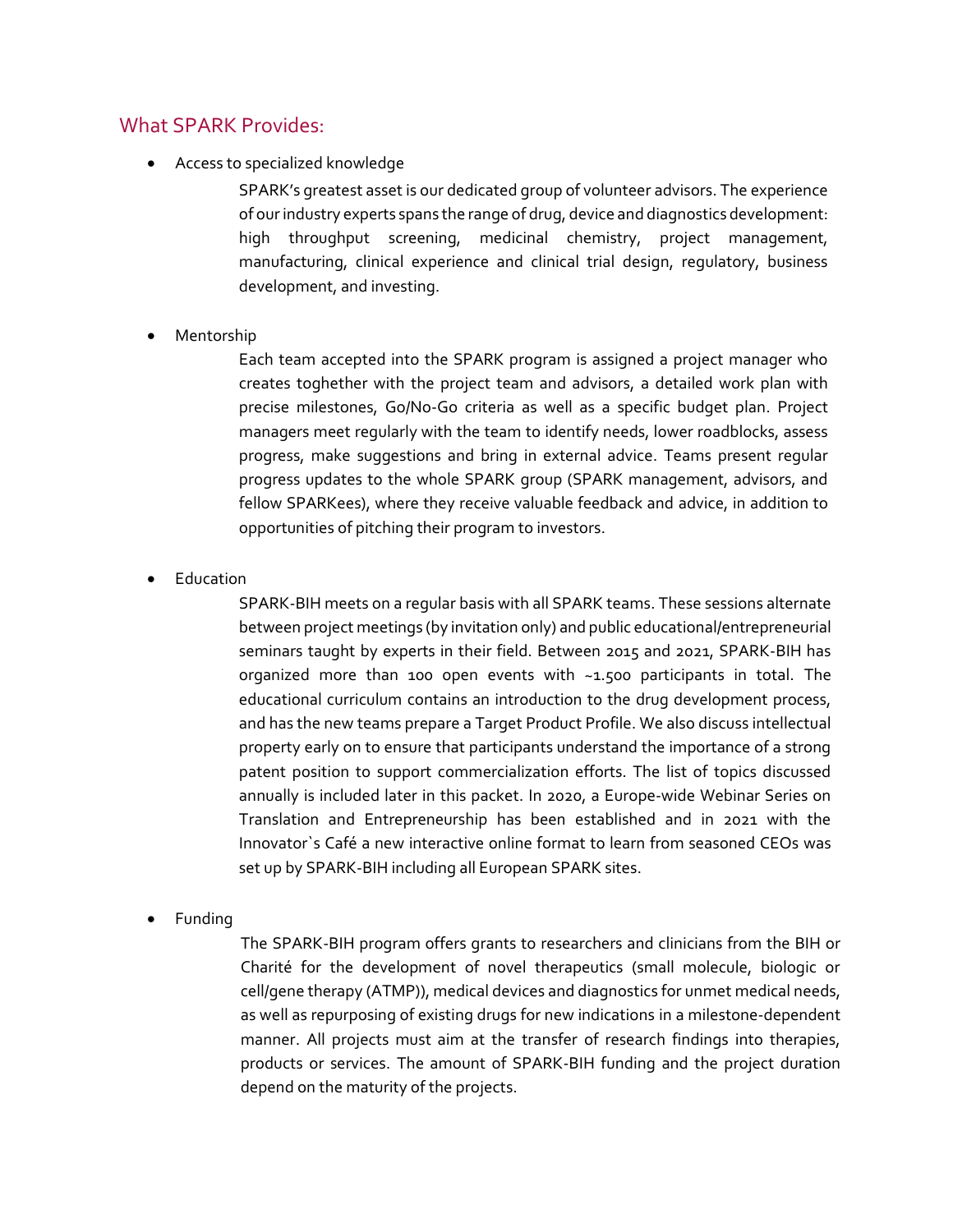## What SPARK Provides:

- Access to specialized knowledge

  SPARK's greatest asset is our dedicated group of volunteer advisors. The experience of our industry experts spans the range of drug, device and diagnostics development: high throughput screening, medicinal chemistry, project management, manufacturing, clinical experience and clinical trial design, regulatory, business development, and investing.

- Mentorship

  Each team accepted into the SPARK program is assigned a project manager who creates toghether with the project team and advisors, a detailed work plan with precise milestones, Go/No-Go criteria as well as a specific budget plan. Project managers meet regularly with the team to identify needs, lower roadblocks, assess progress, make suggestions and bring in external advice. Teams present regular progress updates to the whole SPARK group (SPARK management, advisors, and fellow SPARKees), where they receive valuable feedback and advice, in addition to opportunities of pitching their program to investors.

- Education

  SPARK-BIH meets on a regular basis with all SPARK teams. These sessions alternate between project meetings (by invitation only) and public educational/entrepreneurial seminars taught by experts in their field. Between 2015 and 2021, SPARK-BIH has organized more than 100 open events with ~1.500 participants in total. The educational curriculum contains an introduction to the drug development process, and has the new teams prepare a Target Product Profile. We also discuss intellectual property early on to ensure that participants understand the importance of a strong patent position to support commercialization efforts. The list of topics discussed annually is included later in this packet. In 2020, a Europe-wide Webinar Series on Translation and Entrepreneurship has been established and in 2021 with the Innovator`s Café a new interactive online format to learn from seasoned CEOs was set up by SPARK-BIH including all European SPARK sites.

- Funding

  The SPARK-BIH program offers grants to researchers and clinicians from the BIH or Charité for the development of novel therapeutics (small molecule, biologic or cell/gene therapy (ATMP)), medical devices and diagnostics for unmet medical needs, as well as repurposing of existing drugs for new indications in a milestone-dependent manner. All projects must aim at the transfer of research findings into therapies, products or services. The amount of SPARK-BIH funding and the project duration depend on the maturity of the projects.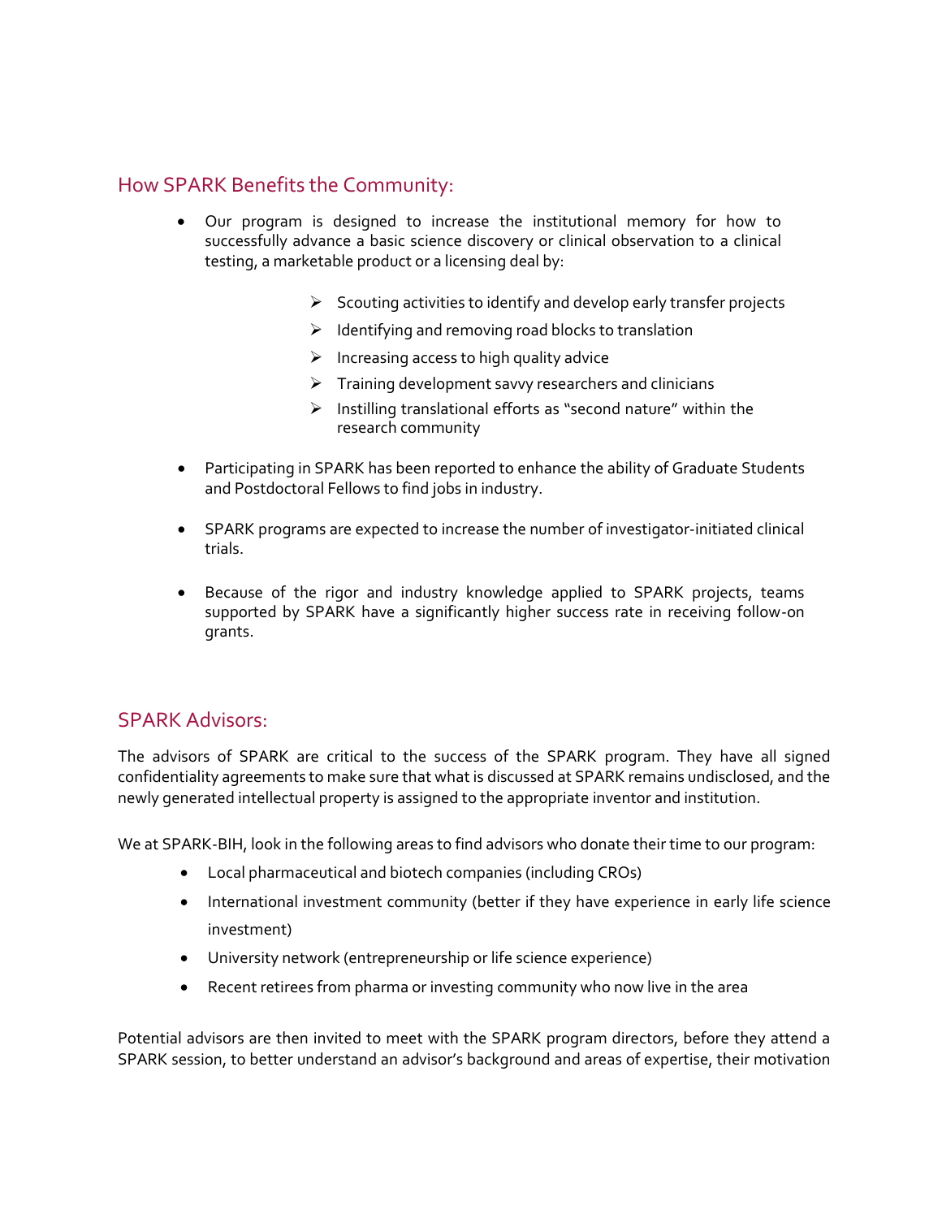## How SPARK Benefits the Community:

- Our program is designed to increase the institutional memory for how to successfully advance a basic science discovery or clinical observation to a clinical testing, a marketable product or a licensing deal by:
  - Scouting activities to identify and develop early transfer projects
  - Identifying and removing road blocks to translation
  - Increasing access to high quality advice
  - Training development savvy researchers and clinicians
  - Instilling translational efforts as "second nature" within the research community
- Participating in SPARK has been reported to enhance the ability of Graduate Students and Postdoctoral Fellows to find jobs in industry.
- SPARK programs are expected to increase the number of investigator-initiated clinical trials.
- Because of the rigor and industry knowledge applied to SPARK projects, teams supported by SPARK have a significantly higher success rate in receiving follow-on grants.

## SPARK Advisors:

The advisors of SPARK are critical to the success of the SPARK program. They have all signed confidentiality agreements to make sure that what is discussed at SPARK remains undisclosed, and the newly generated intellectual property is assigned to the appropriate inventor and institution.

We at SPARK-BIH, look in the following areas to find advisors who donate their time to our program:

- Local pharmaceutical and biotech companies (including CROs)
- International investment community (better if they have experience in early life science investment)
- University network (entrepreneurship or life science experience)
- Recent retirees from pharma or investing community who now live in the area

Potential advisors are then invited to meet with the SPARK program directors, before they attend a SPARK session, to better understand an advisor's background and areas of expertise, their motivation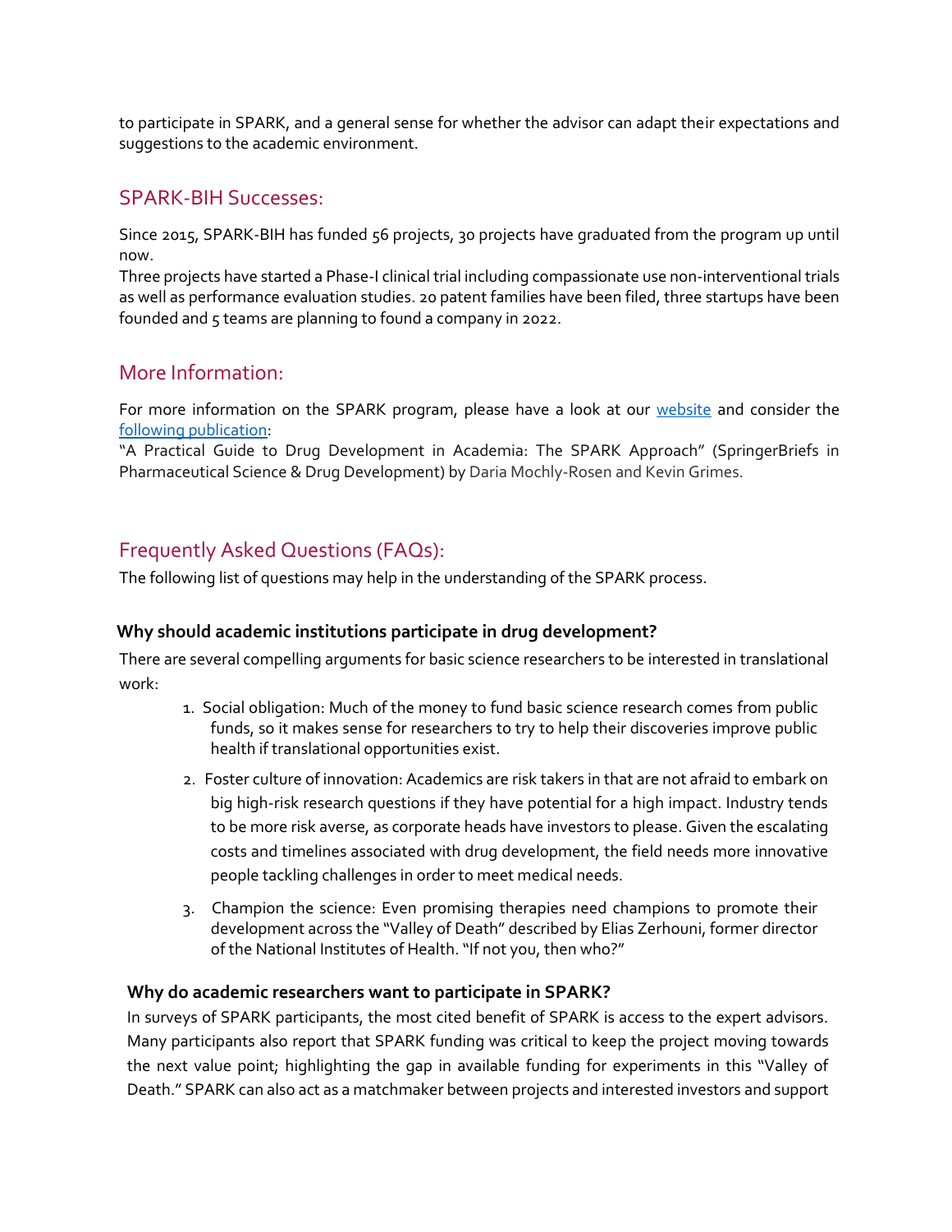to participate in SPARK, and a general sense for whether the advisor can adapt their expectations and suggestions to the academic environment.

## SPARK-BIH Successes:

Since 2015, SPARK-BIH has funded 56 projects, 30 projects have graduated from the program up until now.
Three projects have started a Phase-I clinical trial including compassionate use non-interventional trials as well as performance evaluation studies. 20 patent families have been filed, three startups have been founded and 5 teams are planning to found a company in 2022.

## More Information:

For more information on the SPARK program, please have a look at our website and consider the following publication:
"A Practical Guide to Drug Development in Academia: The SPARK Approach" (SpringerBriefs in Pharmaceutical Science & Drug Development) by Daria Mochly-Rosen and Kevin Grimes.

## Frequently Asked Questions (FAQs):

The following list of questions may help in the understanding of the SPARK process.

### Why should academic institutions participate in drug development?

There are several compelling arguments for basic science researchers to be interested in translational work:

1. Social obligation: Much of the money to fund basic science research comes from public funds, so it makes sense for researchers to try to help their discoveries improve public health if translational opportunities exist.
2. Foster culture of innovation: Academics are risk takers in that are not afraid to embark on big high-risk research questions if they have potential for a high impact. Industry tends to be more risk averse, as corporate heads have investors to please. Given the escalating costs and timelines associated with drug development, the field needs more innovative people tackling challenges in order to meet medical needs.
3. Champion the science: Even promising therapies need champions to promote their development across the "Valley of Death" described by Elias Zerhouni, former director of the National Institutes of Health. "If not you, then who?"

### Why do academic researchers want to participate in SPARK?

In surveys of SPARK participants, the most cited benefit of SPARK is access to the expert advisors. Many participants also report that SPARK funding was critical to keep the project moving towards the next value point; highlighting the gap in available funding for experiments in this "Valley of Death." SPARK can also act as a matchmaker between projects and interested investors and support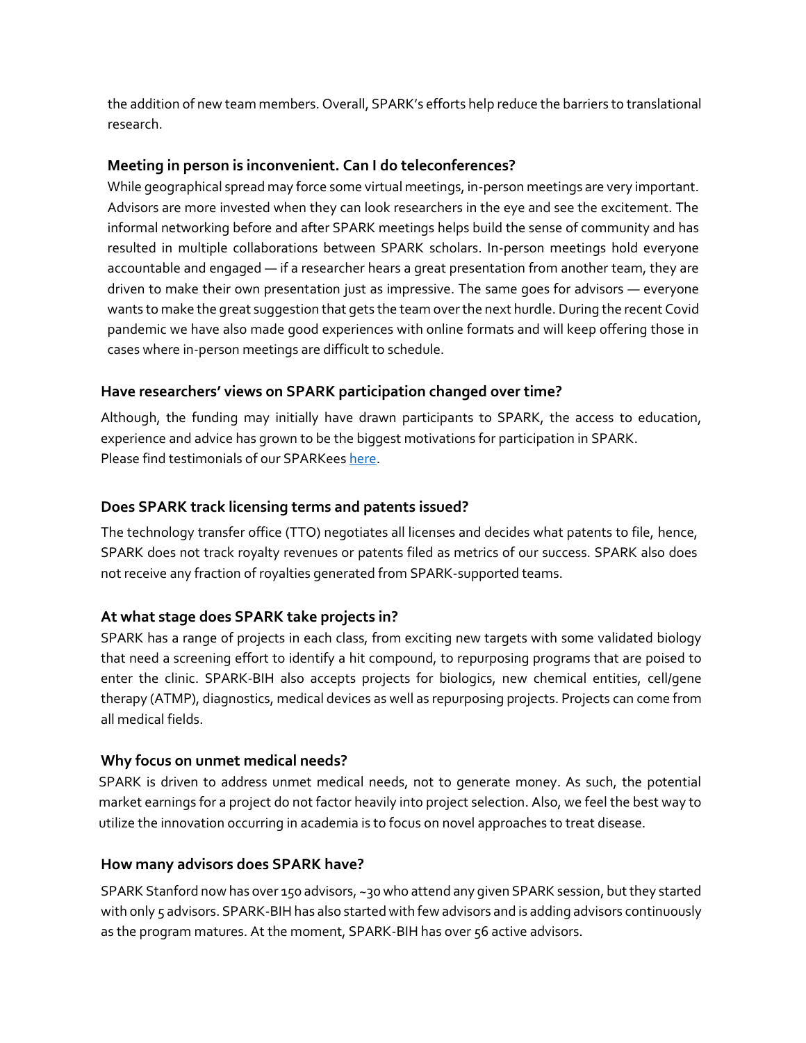the addition of new team members. Overall, SPARK's efforts help reduce the barriers to translational research.

### Meeting in person is inconvenient. Can I do teleconferences?

While geographical spread may force some virtual meetings, in-person meetings are very important. Advisors are more invested when they can look researchers in the eye and see the excitement. The informal networking before and after SPARK meetings helps build the sense of community and has resulted in multiple collaborations between SPARK scholars. In-person meetings hold everyone accountable and engaged — if a researcher hears a great presentation from another team, they are driven to make their own presentation just as impressive. The same goes for advisors — everyone wants to make the great suggestion that gets the team over the next hurdle. During the recent Covid pandemic we have also made good experiences with online formats and will keep offering those in cases where in-person meetings are difficult to schedule.

### Have researchers' views on SPARK participation changed over time?

Although, the funding may initially have drawn participants to SPARK, the access to education, experience and advice has grown to be the biggest motivations for participation in SPARK.
Please find testimonials of our SPARKees here.

### Does SPARK track licensing terms and patents issued?

The technology transfer office (TTO) negotiates all licenses and decides what patents to file, hence, SPARK does not track royalty revenues or patents filed as metrics of our success. SPARK also does not receive any fraction of royalties generated from SPARK-supported teams.

### At what stage does SPARK take projects in?

SPARK has a range of projects in each class, from exciting new targets with some validated biology that need a screening effort to identify a hit compound, to repurposing programs that are poised to enter the clinic. SPARK-BIH also accepts projects for biologics, new chemical entities, cell/gene therapy (ATMP), diagnostics, medical devices as well as repurposing projects. Projects can come from all medical fields.

### Why focus on unmet medical needs?

SPARK is driven to address unmet medical needs, not to generate money. As such, the potential market earnings for a project do not factor heavily into project selection. Also, we feel the best way to utilize the innovation occurring in academia is to focus on novel approaches to treat disease.

### How many advisors does SPARK have?

SPARK Stanford now has over 150 advisors, ~30 who attend any given SPARK session, but they started with only 5 advisors. SPARK-BIH has also started with few advisors and is adding advisors continuously as the program matures. At the moment, SPARK-BIH has over 56 active advisors.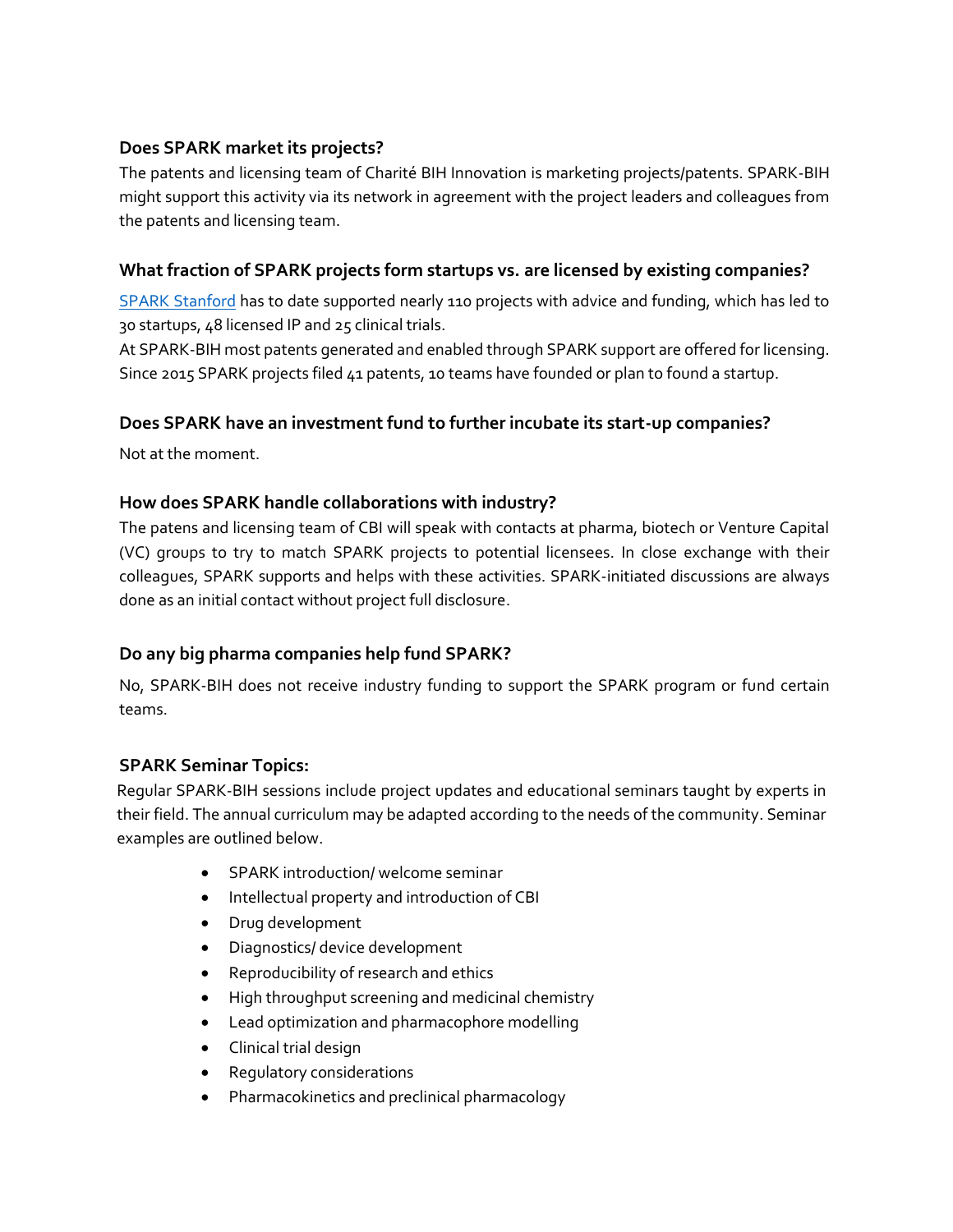### Does SPARK market its projects?

The patents and licensing team of Charité BIH Innovation is marketing projects/patents. SPARK-BIH might support this activity via its network in agreement with the project leaders and colleagues from the patents and licensing team.

### What fraction of SPARK projects form startups vs. are licensed by existing companies?

[SPARK Stanford]() has to date supported nearly 110 projects with advice and funding, which has led to 30 startups, 48 licensed IP and 25 clinical trials.
At SPARK-BIH most patents generated and enabled through SPARK support are offered for licensing. Since 2015 SPARK projects filed 41 patents, 10 teams have founded or plan to found a startup.

### Does SPARK have an investment fund to further incubate its start-up companies?

Not at the moment.

### How does SPARK handle collaborations with industry?

The patens and licensing team of CBI will speak with contacts at pharma, biotech or Venture Capital (VC) groups to try to match SPARK projects to potential licensees. In close exchange with their colleagues, SPARK supports and helps with these activities. SPARK-initiated discussions are always done as an initial contact without project full disclosure.

### Do any big pharma companies help fund SPARK?

No, SPARK-BIH does not receive industry funding to support the SPARK program or fund certain teams.

### SPARK Seminar Topics:

Regular SPARK-BIH sessions include project updates and educational seminars taught by experts in their field. The annual curriculum may be adapted according to the needs of the community. Seminar examples are outlined below.

- SPARK introduction/ welcome seminar
- Intellectual property and introduction of CBI
- Drug development
- Diagnostics/ device development
- Reproducibility of research and ethics
- High throughput screening and medicinal chemistry
- Lead optimization and pharmacophore modelling
- Clinical trial design
- Regulatory considerations
- Pharmacokinetics and preclinical pharmacology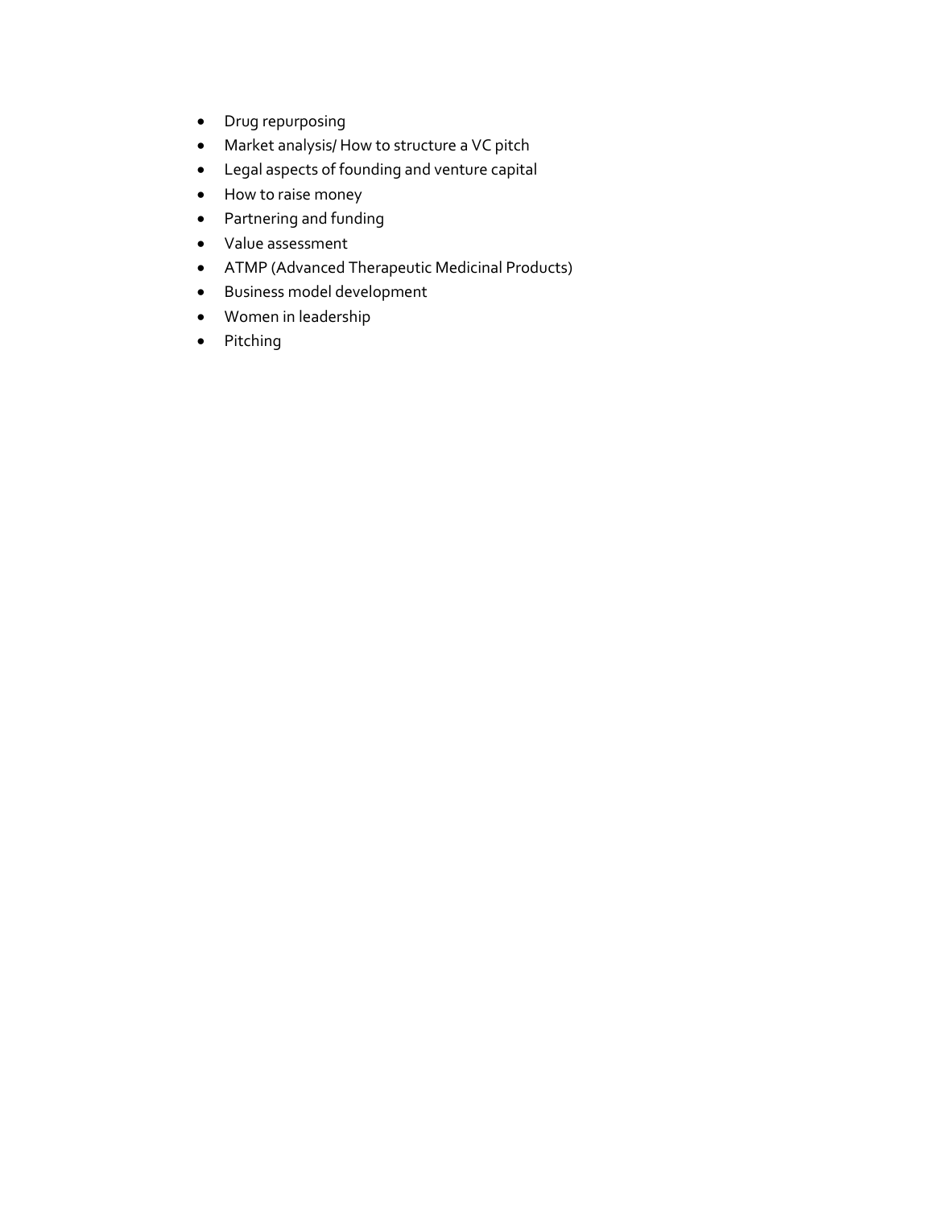- Drug repurposing
- Market analysis/ How to structure a VC pitch
- Legal aspects of founding and venture capital
- How to raise money
- Partnering and funding
- Value assessment
- ATMP (Advanced Therapeutic Medicinal Products)
- Business model development
- Women in leadership
- Pitching